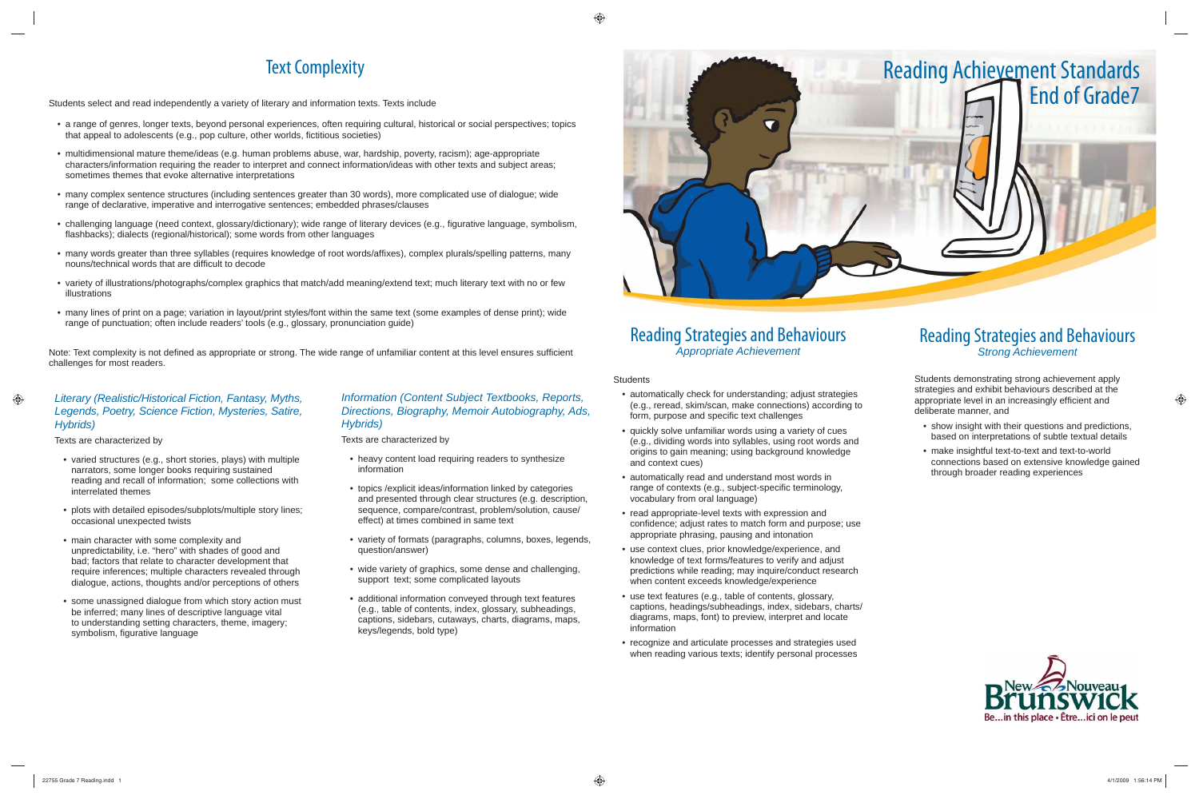# Reading Achievement Standards End of Grade7

## Text Complexity

Students select and read independently a variety of literary and information texts. Texts include

- a range of genres, longer texts, beyond personal experiences, often requiring cultural, historical or social perspectives; topics that appeal to adolescents (e.g., pop culture, other worlds, fictitious societies)
- multidimensional mature theme/ideas (e.g. human problems abuse, war, hardship, poverty, racism); age-appropriate characters/information requiring the reader to interpret and connect information/ideas with other texts and subject areas; sometimes themes that evoke alternative interpretations
- many complex sentence structures (including sentences greater than 30 words), more complicated use of dialogue; wide range of declarative, imperative and interrogative sentences; embedded phrases/clauses
- challenging language (need context, glossary/dictionary); wide range of literary devices (e.g., figurative language, symbolism, flashbacks); dialects (regional/historical); some words from other languages
- many words greater than three syllables (requires knowledge of root words/affixes), complex plurals/spelling patterns, many nouns/technical words that are difficult to decode
- variety of illustrations/photographs/complex graphics that match/add meaning/extend text; much literary text with no or few illustrations
- many lines of print on a page; variation in layout/print styles/font within the same text (some examples of dense print); wide range of punctuation; often include readers' tools (e.g., glossary, pronunciation guide)

Note: Text complexity is not defined as appropriate or strong. The wide range of unfamiliar content at this level ensures sufficient challenges for most readers.

### *Literary (Realistic/Historical Fiction, Fantasy, Myths, Legends, Poetry, Science Fiction, Mysteries, Satire, Hybrids)*

Texts are characterized by

- varied structures (e.g., short stories, plays) with multiple narrators, some longer books requiring sustained reading and recall of information; some collections with interrelated themes
- plots with detailed episodes/subplots/multiple story lines; occasional unexpected twists
- main character with some complexity and unpredictability, i.e. "hero" with shades of good and bad; factors that relate to character development that require inferences; multiple characters revealed through dialogue, actions, thoughts and/or perceptions of others
- some unassigned dialogue from which story action must be inferred; many lines of descriptive language vital to understanding setting characters, theme, imagery; symbolism, figurative language

### *Information (Content Subject Textbooks, Reports, Directions, Biography, Memoir Autobiography, Ads, Hybrids)*

Texts are characterized by

- heavy content load requiring readers to synthesize information
- topics /explicit ideas/information linked by categories and presented through clear structures (e.g. description, sequence, compare/contrast, problem/solution, cause/effect) at times combined in same text
- variety of formats (paragraphs, columns, boxes, legends, question/answer)
- wide variety of graphics, some dense and challenging, support text; some complicated layouts
- additional information conveyed through text features (e.g., table of contents, index, glossary, subheadings, captions, sidebars, cutaways, charts, diagrams, maps, keys/legends, bold type)

## Reading Strategies and Behaviours
*Appropriate Achievement*

Students

- automatically check for understanding; adjust strategies (e.g., reread, skim/scan, make connections) according to form, purpose and specific text challenges
- quickly solve unfamiliar words using a variety of cues (e.g., dividing words into syllables, using root words and origins to gain meaning; using background knowledge and context cues)
- automatically read and understand most words in range of contexts (e.g., subject-specific terminology, vocabulary from oral language)
- read appropriate-level texts with expression and confidence; adjust rates to match form and purpose; use appropriate phrasing, pausing and intonation
- use context clues, prior knowledge/experience, and knowledge of text forms/features to verify and adjust predictions while reading; may inquire/conduct research when content exceeds knowledge/experience
- use text features (e.g., table of contents, glossary, captions, headings/subheadings, index, sidebars, charts/diagrams, maps, font) to preview, interpret and locate information
- recognize and articulate processes and strategies used when reading various texts; identify personal processes

## Reading Strategies and Behaviours
*Strong Achievement*

Students demonstrating strong achievement apply strategies and exhibit behaviours described at the appropriate level in an increasingly efficient and deliberate manner, and

- show insight with their questions and predictions, based on interpretations of subtle textual details
- make insightful text-to-text and text-to-world connections based on extensive knowledge gained through broader reading experiences

New Brunswick Nouveau
Be...in this place • Être...ici on le peut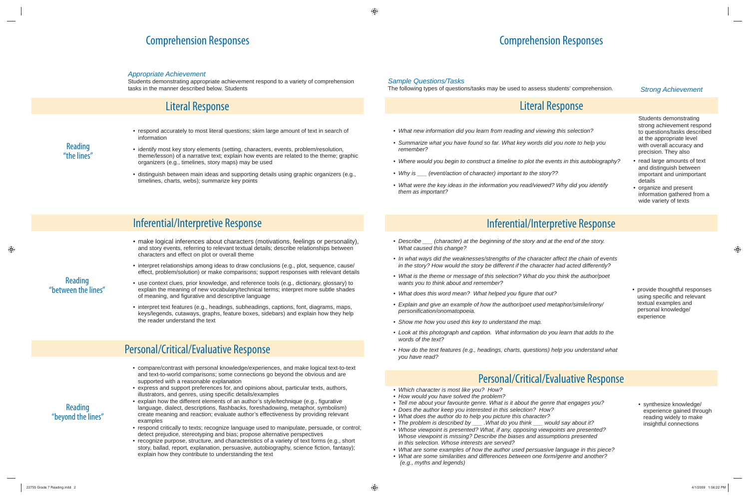# Comprehension Responses

*Appropriate Achievement*

Students demonstrating appropriate achievement respond to a variety of comprehension tasks in the manner described below. Students

## Literal Response

Reading "the lines"

- respond accurately to most literal questions; skim large amount of text in search of information
- identify most key story elements (setting, characters, events, problem/resolution, theme/lesson) of a narrative text; explain how events are related to the theme; graphic organizers (e.g., timelines, story maps) may be used
- distinguish between main ideas and supporting details using graphic organizers (e.g., timelines, charts, webs); summarize key points

## Inferential/Interpretive Response

Reading "between the lines"

- make logical inferences about characters (motivations, feelings or personality), and story events, referring to relevant textual details; describe relationships between characters and effect on plot or overall theme
- interpret relationships among ideas to draw conclusions (e.g., plot, sequence, cause/effect, problem/solution) or make comparisons; support responses with relevant details
- use context clues, prior knowledge, and reference tools (e.g., dictionary, glossary) to explain the meaning of new vocabulary/technical terms; interpret more subtle shades of meaning, and figurative and descriptive language
- interpret text features (e.g., headings, subheadings, captions, font, diagrams, maps, keys/legends, cutaways, graphs, feature boxes, sidebars) and explain how they help the reader understand the text

## Personal/Critical/Evaluative Response

Reading "beyond the lines"

- compare/contrast with personal knowledge/experiences, and make logical text-to-text and text-to-world comparisons; some connections go beyond the obvious and are supported with a reasonable explanation
- express and support preferences for, and opinions about, particular texts, authors, illustrators, and genres, using specific details/examples
- explain how the different elements of an author's style/technique (e.g., figurative language, dialect, descriptions, flashbacks, foreshadowing, metaphor, symbolism) create meaning and reaction; evaluate author's effectiveness by providing relevant examples
- respond critically to texts; recognize language used to manipulate, persuade, or control; detect prejudice, stereotyping and bias; propose alternative perspectives
- recognize purpose, structure, and characteristics of a variety of text forms (e.g., short story, ballad, report, explanation, persuasive, autobiography, science fiction, fantasy); explain how they contribute to understanding the text

# Comprehension Responses

*Sample Questions/Tasks*

The following types of questions/tasks may be used to assess students' comprehension.

## Literal Response

- *What new information did you learn from reading and viewing this selection?*
- *Summarize what you have found so far. What key words did you note to help you remember?*
- *Where would you begin to construct a timeline to plot the events in this autobiography?*
- *Why is ___ (event/action of character) important to the story??*
- *What were the key ideas in the information you read/viewed? Why did you identify them as important?*

*Strong Achievement*

Students demonstrating strong achievement respond to questions/tasks described at the appropriate level with overall accuracy and precision. They also

- read large amounts of text and distinguish between important and unimportant details
- organize and present information gathered from a wide variety of texts

## Inferential/Interpretive Response

- *Describe ___ (character) at the beginning of the story and at the end of the story. What caused this change?*
- *In what ways did the weaknesses/strengths of the character affect the chain of events in the story? How would the story be different if the character had acted differently?*
- *What is the theme or message of this selection? What do you think the author/poet wants you to think about and remember?*
- *What does this word mean? What helped you figure that out?*
- *Explain and give an example of how the author/poet used metaphor/simile/irony/personification/onomatopoeia.*
- *Show me how you used this key to understand the map.*
- *Look at this photograph and caption. What information do you learn that adds to the words of the text?*
- *How do the text features (e.g., headings, charts, questions) help you understand what you have read?*

Strong Achievement:

- provide thoughtful responses using specific and relevant textual examples and personal knowledge/experience

## Personal/Critical/Evaluative Response

- *Which character is most like you? How?*
- *How would you have solved the problem?*
- *Tell me about your favourite genre. What is it about the genre that engages you?*
- *Does the author keep you interested in this selection? How?*
- *What does the author do to help you picture this character?*
- *The problem is described by ___ .What do you think ___ would say about it?*
- *Whose viewpoint is presented? What, if any, opposing viewpoints are presented? Whose viewpoint is missing? Describe the biases and assumptions presented in this selection. Whose interests are served?*
- *What are some examples of how the author used persuasive language in this piece?*
- *What are some similarities and differences between one form/genre and another? (e.g., myths and legends)*

Strong Achievement:

- synthesize knowledge/experience gained through reading widely to make insightful connections